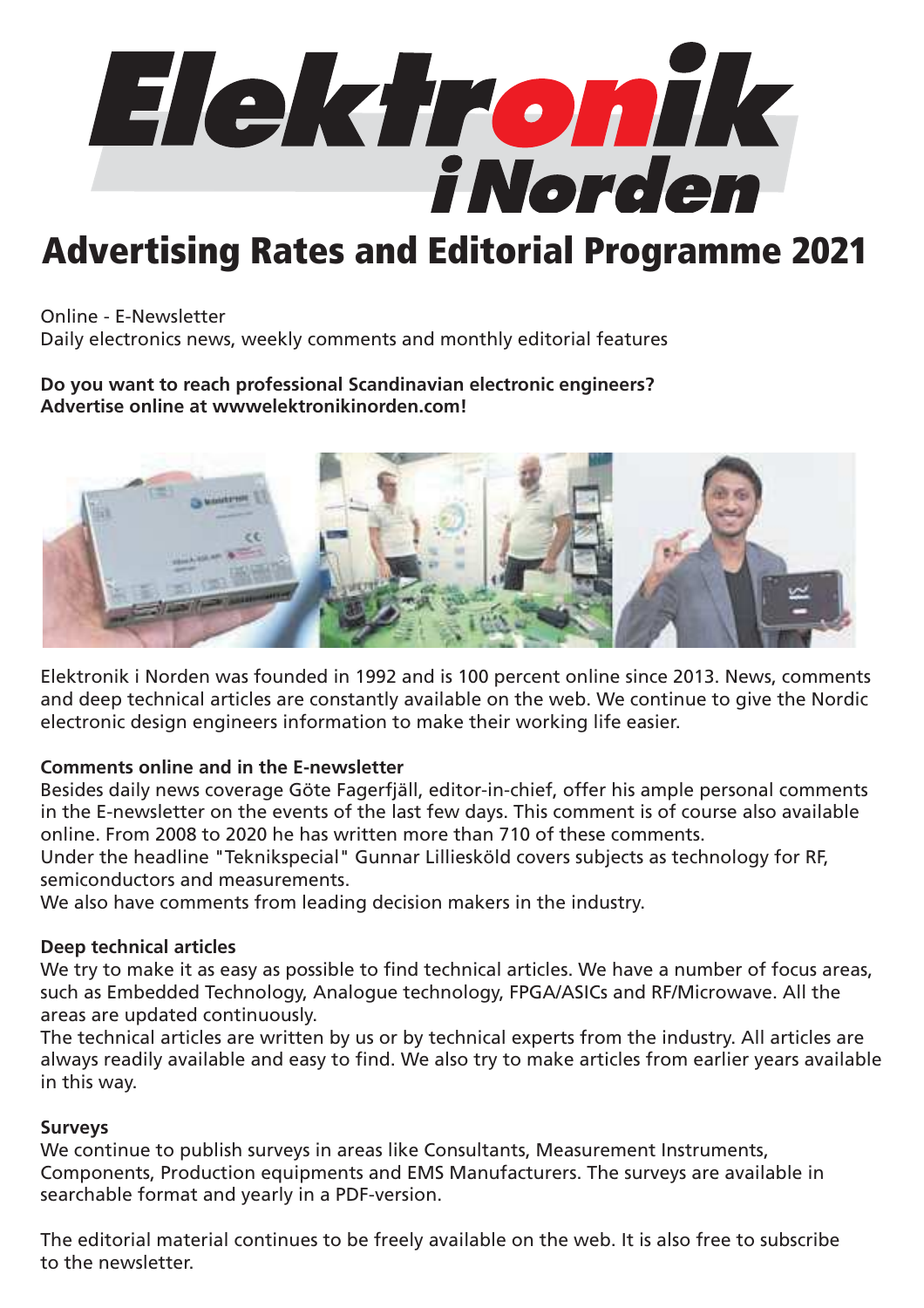# Elektronik i Norden

# Advertising Rates and Editorial Programme 2021

Online - E-Newsletter
Daily electronics news, weekly comments and monthly editorial features

**Do you want to reach professional Scandinavian electronic engineers?**
**Advertise online at wwwelektronikinorden.com!**

Elektronik i Norden was founded in 1992 and is 100 percent online since 2013. News, comments and deep technical articles are constantly available on the web. We continue to give the Nordic electronic design engineers information to make their working life easier.

**Comments online and in the E-newsletter**

Besides daily news coverage Göte Fagerfjäll, editor-in-chief, offer his ample personal comments in the E-newsletter on the events of the last few days. This comment is of course also available online. From 2008 to 2020 he has written more than 710 of these comments.
Under the headline "Teknikspecial" Gunnar Lilliesköld covers subjects as technology for RF, semiconductors and measurements.
We also have comments from leading decision makers in the industry.

**Deep technical articles**

We try to make it as easy as possible to find technical articles. We have a number of focus areas, such as Embedded Technology, Analogue technology, FPGA/ASICs and RF/Microwave. All the areas are updated continuously.
The technical articles are written by us or by technical experts from the industry. All articles are always readily available and easy to find. We also try to make articles from earlier years available in this way.

**Surveys**

We continue to publish surveys in areas like Consultants, Measurement Instruments, Components, Production equipments and EMS Manufacturers. The surveys are available in searchable format and yearly in a PDF-version.

The editorial material continues to be freely available on the web. It is also free to subscribe to the newsletter.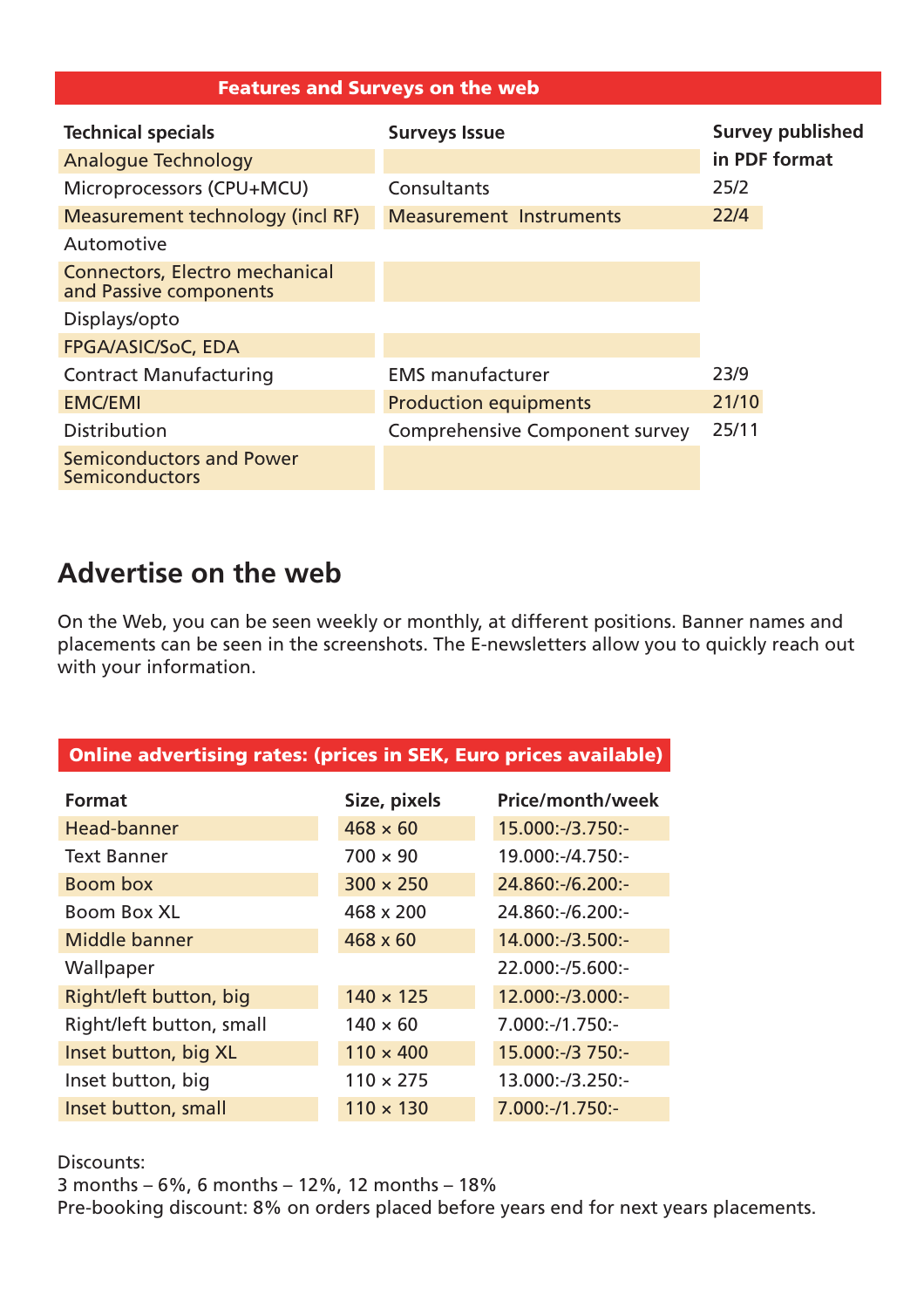## Features and Surveys on the web

| Technical specials | Surveys Issue | Survey published in PDF format |
|---|---|---|
| Analogue Technology | | |
| Microprocessors (CPU+MCU) | Consultants | 25/2 |
| Measurement technology (incl RF) | Measurement Instruments | 22/4 |
| Automotive | | |
| Connectors, Electro mechanical and Passive components | | |
| Displays/opto | | |
| FPGA/ASIC/SoC, EDA | | |
| Contract Manufacturing | EMS manufacturer | 23/9 |
| EMC/EMI | Production equipments | 21/10 |
| Distribution | Comprehensive Component survey | 25/11 |
| Semiconductors and Power Semiconductors | | |

# Advertise on the web

On the Web, you can be seen weekly or monthly, at different positions. Banner names and placements can be seen in the screenshots. The E-newsletters allow you to quickly reach out with your information.

## Online advertising rates: (prices in SEK, Euro prices available)

| Format | Size, pixels | Price/month/week |
|---|---|---|
| Head-banner | 468 × 60 | 15.000:-/3.750:- |
| Text Banner | 700 × 90 | 19.000:-/4.750:- |
| Boom box | 300 × 250 | 24.860:-/6.200:- |
| Boom Box XL | 468 x 200 | 24.860:-/6.200:- |
| Middle banner | 468 x 60 | 14.000:-/3.500:- |
| Wallpaper | | 22.000:-/5.600:- |
| Right/left button, big | 140 × 125 | 12.000:-/3.000:- |
| Right/left button, small | 140 × 60 | 7.000:-/1.750:- |
| Inset button, big XL | 110 × 400 | 15.000:-/3 750:- |
| Inset button, big | 110 × 275 | 13.000:-/3.250:- |
| Inset button, small | 110 × 130 | 7.000:-/1.750:- |

Discounts:
3 months – 6%, 6 months – 12%, 12 months – 18%
Pre-booking discount: 8% on orders placed before years end for next years placements.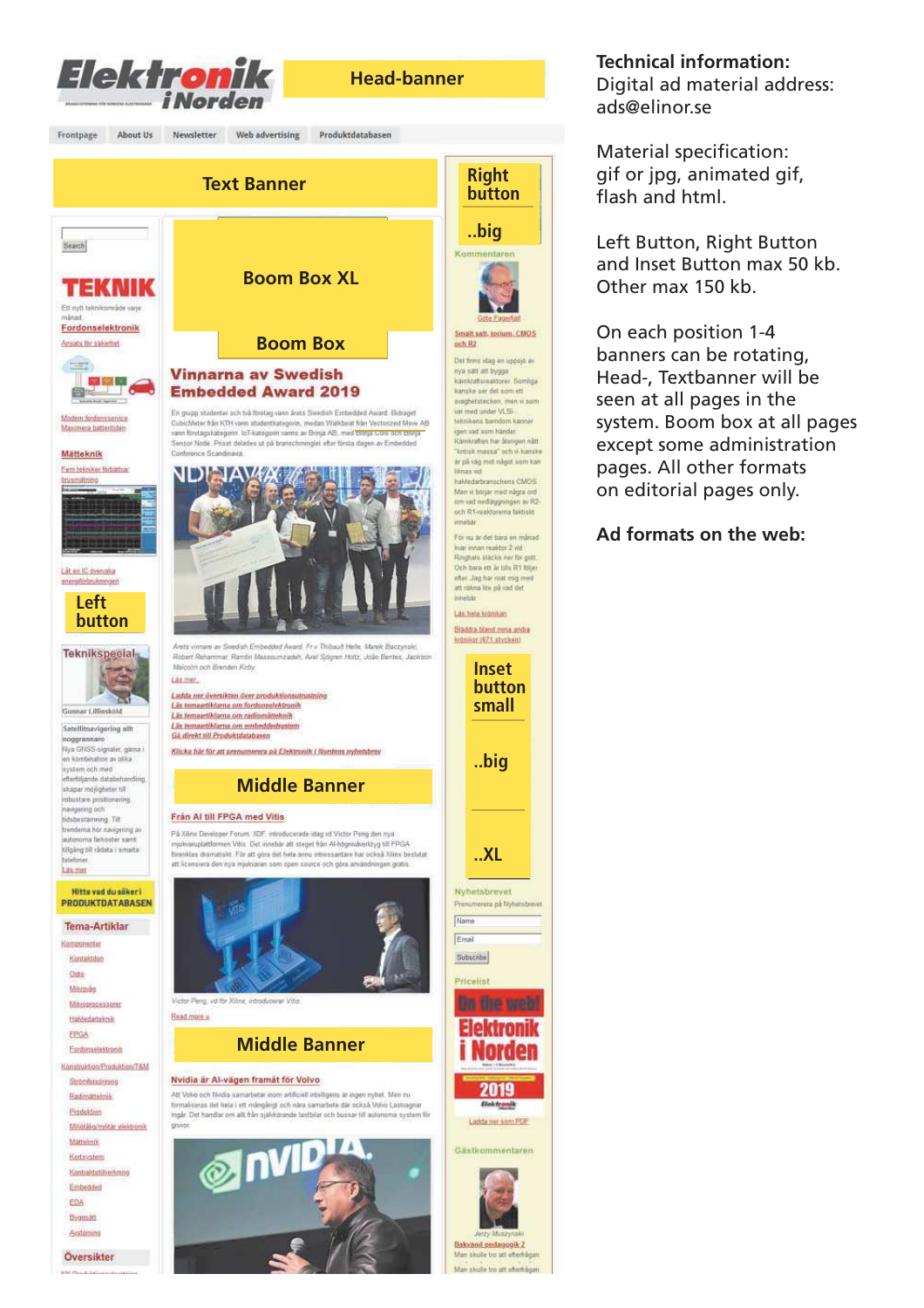**Technical information:**
Digital ad material address:
ads@elinor.se

Material specification:
gif or jpg, animated gif, flash and html.

Left Button, Right Button and Inset Button max 50 kb.
Other max 150 kb.

On each position 1-4 banners can be rotating, Head-, Textbanner will be seen at all pages in the system. Boom box at all pages except some administration pages. All other formats on editorial pages only.

**Ad formats on the web:**

Head-banner

Text Banner

Right button

..big

Boom Box XL

Boom Box

Left button

Inset button small

..big

..XL

Middle Banner

Middle Banner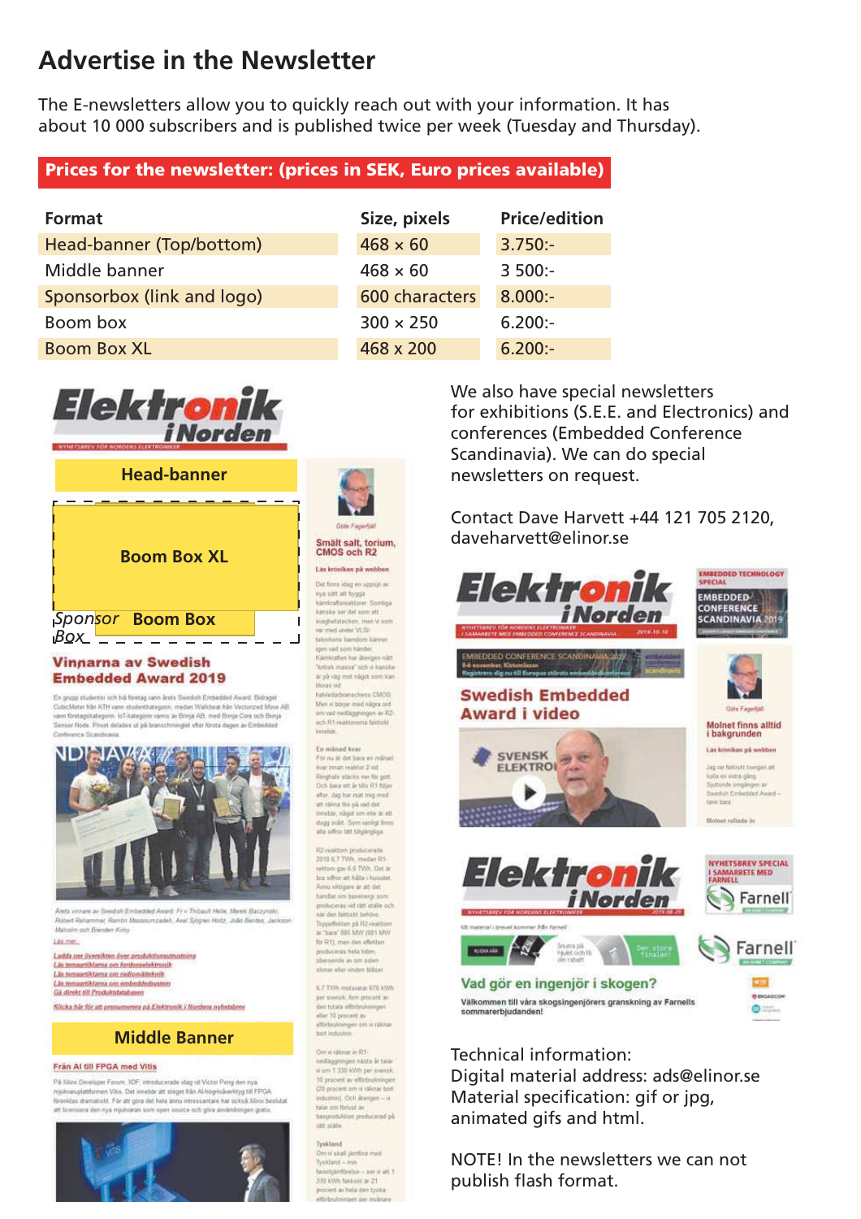# Advertise in the Newsletter

The E-newsletters allow you to quickly reach out with your information. It has about 10 000 subscribers and is published twice per week (Tuesday and Thursday).

**Prices for the newsletter: (prices in SEK, Euro prices available)**

| Format | Size, pixels | Price/edition |
|---|---|---|
| Head-banner (Top/bottom) | 468 × 60 | 3.750:- |
| Middle banner | 468 × 60 | 3 500:- |
| Sponsorbox (link and logo) | 600 characters | 8.000:- |
| Boom box | 300 × 250 | 6.200:- |
| Boom Box XL | 468 x 200 | 6.200:- |

We also have special newsletters for exhibitions (S.E.E. and Electronics) and conferences (Embedded Conference Scandinavia). We can do special newsletters on request.

Contact Dave Harvett +44 121 705 2120, daveharvett@elinor.se

Technical information:
Digital material address: ads@elinor.se
Material specification: gif or jpg, animated gifs and html.

NOTE! In the newsletters we can not publish flash format.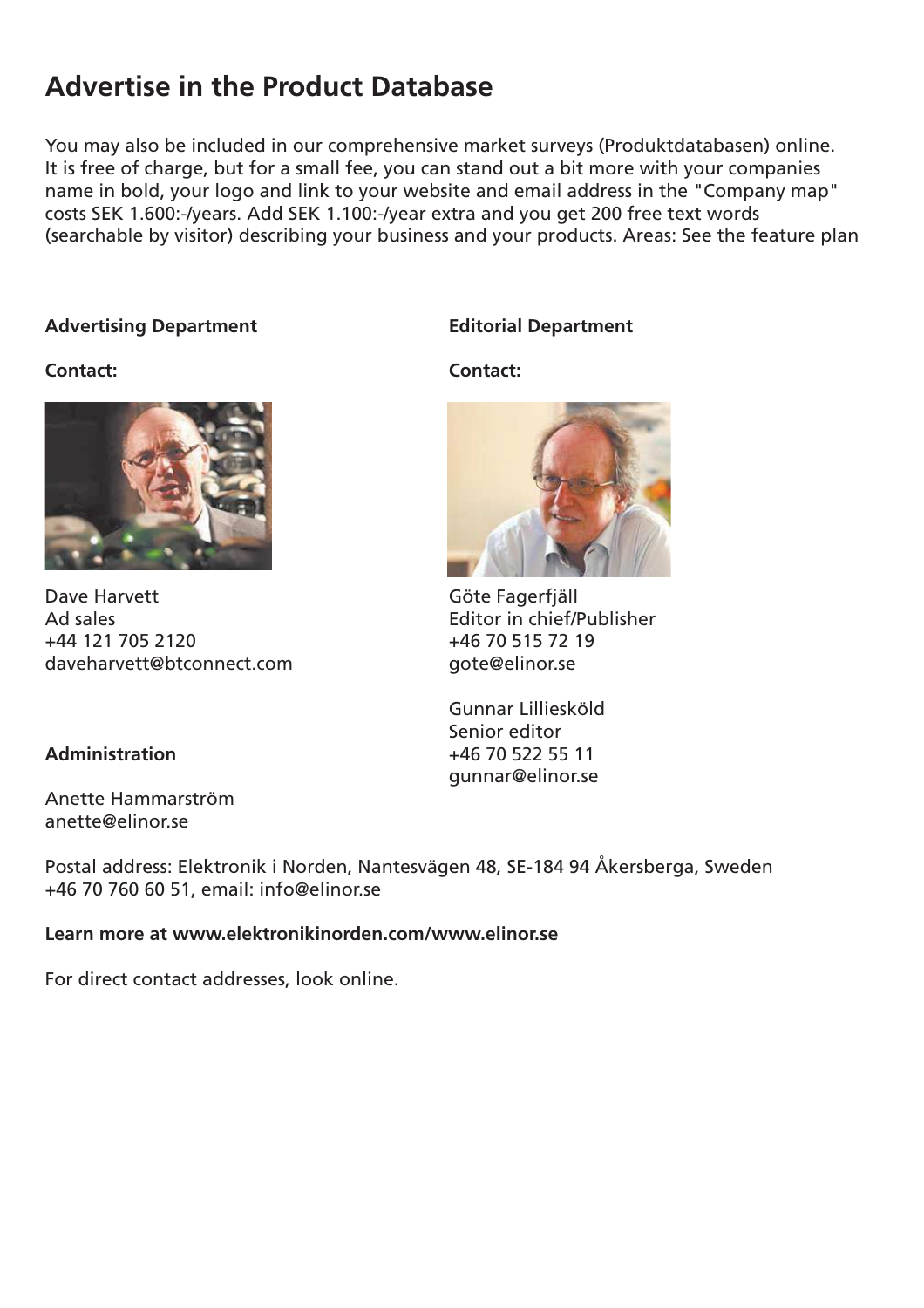# Advertise in the Product Database

You may also be included in our comprehensive market surveys (Produktdatabasen) online. It is free of charge, but for a small fee, you can stand out a bit more with your companies name in bold, your logo and link to your website and email address in the "Company map" costs SEK 1.600:-/years. Add SEK 1.100:-/year extra and you get 200 free text words (searchable by visitor) describing your business and your products. Areas: See the feature plan

**Advertising Department**

**Contact:**

Dave Harvett
Ad sales
+44 121 705 2120
daveharvett@btconnect.com

**Administration**

Anette Hammarström
anette@elinor.se

**Editorial Department**

**Contact:**

Göte Fagerfjäll
Editor in chief/Publisher
+46 70 515 72 19
gote@elinor.se

Gunnar Lilliesk öld
Senior editor
+46 70 522 55 11
gunnar@elinor.se

Postal address: Elektronik i Norden, Nantesvägen 48, SE-184 94 Åkersberga, Sweden
+46 70 760 60 51, email: info@elinor.se

**Learn more at www.elektronikinorden.com/www.elinor.se**

For direct contact addresses, look online.

# Advertise in the Product Database

You may also be included in our comprehensive market surveys (Produktdatabasen) online. It is free of charge, but for a small fee, you can stand out a bit more with your companies name in bold, your logo and link to your website and email address in the "Company map" costs SEK 1.600:-/years. Add SEK 1.100:-/year extra and you get 200 free text words (searchable by visitor) describing your business and your products. Areas: See the feature plan

**Advertising Department**

**Contact:**

Dave Harvett
Ad sales
+44 121 705 2120
daveharvett@btconnect.com

**Administration**

Anette Hammarström
anette@elinor.se

**Editorial Department**

**Contact:**

Göte Fagerfjäll
Editor in chief/Publisher
+46 70 515 72 19
gote@elinor.se

Gunnar Lilliesköld
Senior editor
+46 70 522 55 11
gunnar@elinor.se

Postal address: Elektronik i Norden, Nantesvägen 48, SE-184 94 Åkersberga, Sweden
+46 70 760 60 51, email: info@elinor.se

**Learn more at www.elektronikinorden.com/www.elinor.se**

For direct contact addresses, look online.